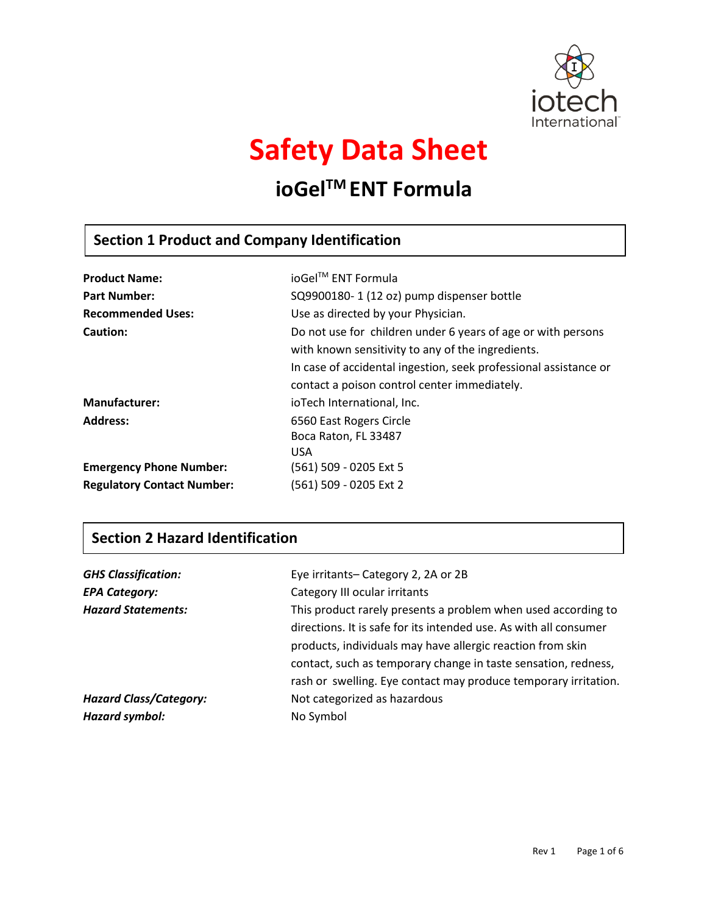iotech International™

# Safety Data Sheet

## ioGel™ ENT Formula

## Section 1 Product and Company Identification

| | |
|---|---|
| **Product Name:** | ioGel™ ENT Formula |
| **Part Number:** | SQ9900180- 1 (12 oz) pump dispenser bottle |
| **Recommended Uses:** | Use as directed by your Physician. |
| **Caution:** | Do not use for children under 6 years of age or with persons with known sensitivity to any of the ingredients. In case of accidental ingestion, seek professional assistance or contact a poison control center immediately. |
| **Manufacturer:** | ioTech International, Inc. |
| **Address:** | 6560 East Rogers Circle<br>Boca Raton, FL 33487<br>USA |
| **Emergency Phone Number:** | (561) 509 - 0205 Ext 5 |
| **Regulatory Contact Number:** | (561) 509 - 0205 Ext 2 |

## Section 2 Hazard Identification

| | |
|---|---|
| ***GHS Classification:*** | Eye irritants– Category 2, 2A or 2B |
| ***EPA Category:*** | Category III ocular irritants |
| ***Hazard Statements:*** | This product rarely presents a problem when used according to directions. It is safe for its intended use. As with all consumer products, individuals may have allergic reaction from skin contact, such as temporary change in taste sensation, redness, rash or swelling. Eye contact may produce temporary irritation. |
| ***Hazard Class/Category:*** | Not categorized as hazardous |
| ***Hazard symbol:*** | No Symbol |

Rev 1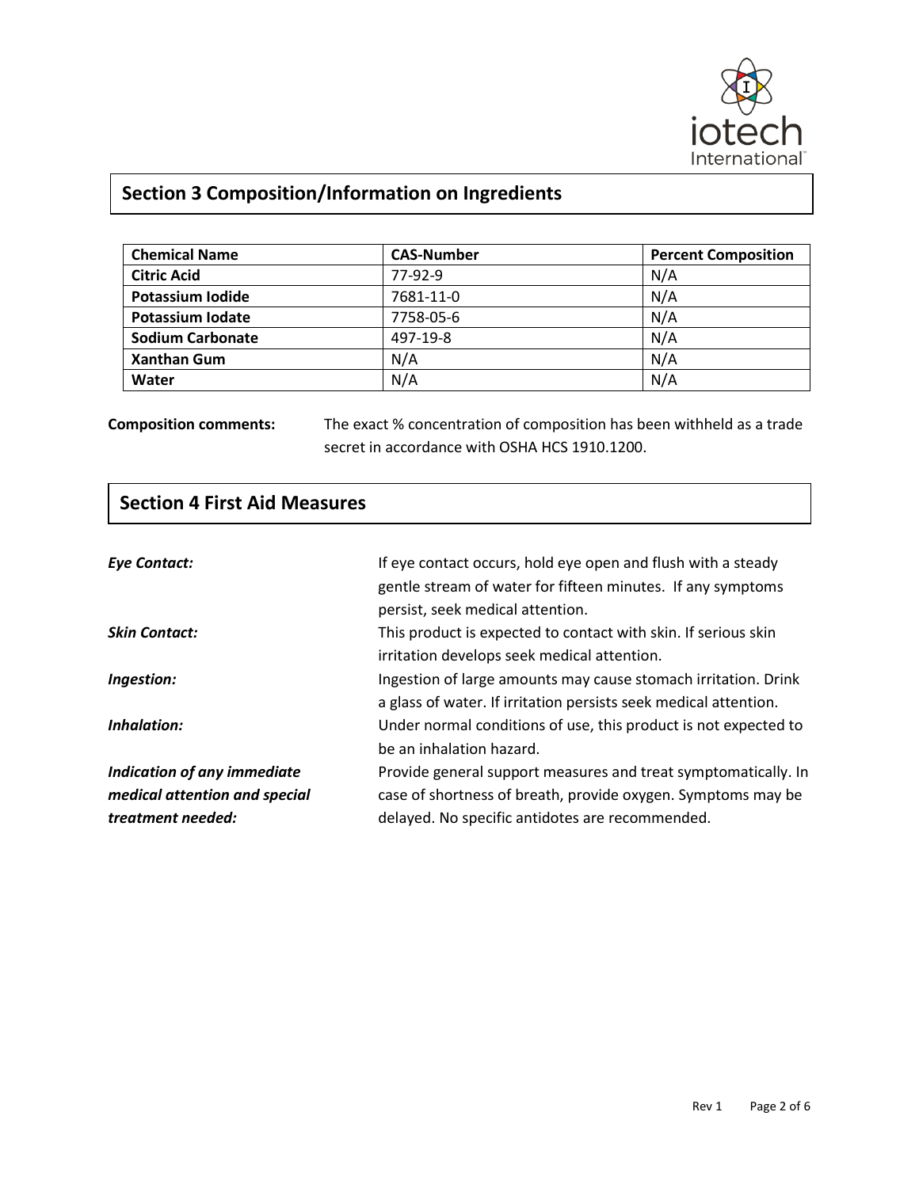## Section 3 Composition/Information on Ingredients

| Chemical Name | CAS-Number | Percent Composition |
|---|---|---|
| **Citric Acid** | 77-92-9 | N/A |
| **Potassium Iodide** | 7681-11-0 | N/A |
| **Potassium Iodate** | 7758-05-6 | N/A |
| **Sodium Carbonate** | 497-19-8 | N/A |
| **Xanthan Gum** | N/A | N/A |
| **Water** | N/A | N/A |

**Composition comments:** The exact % concentration of composition has been withheld as a trade secret in accordance with OSHA HCS 1910.1200.

## Section 4 First Aid Measures

***Eye Contact:*** If eye contact occurs, hold eye open and flush with a steady gentle stream of water for fifteen minutes. If any symptoms persist, seek medical attention.

***Skin Contact:*** This product is expected to contact with skin. If serious skin irritation develops seek medical attention.

***Ingestion:*** Ingestion of large amounts may cause stomach irritation. Drink a glass of water. If irritation persists seek medical attention.

***Inhalation:*** Under normal conditions of use, this product is not expected to be an inhalation hazard.

***Indication of any immediate medical attention and special treatment needed:*** Provide general support measures and treat symptomatically. In case of shortness of breath, provide oxygen. Symptoms may be delayed. No specific antidotes are recommended.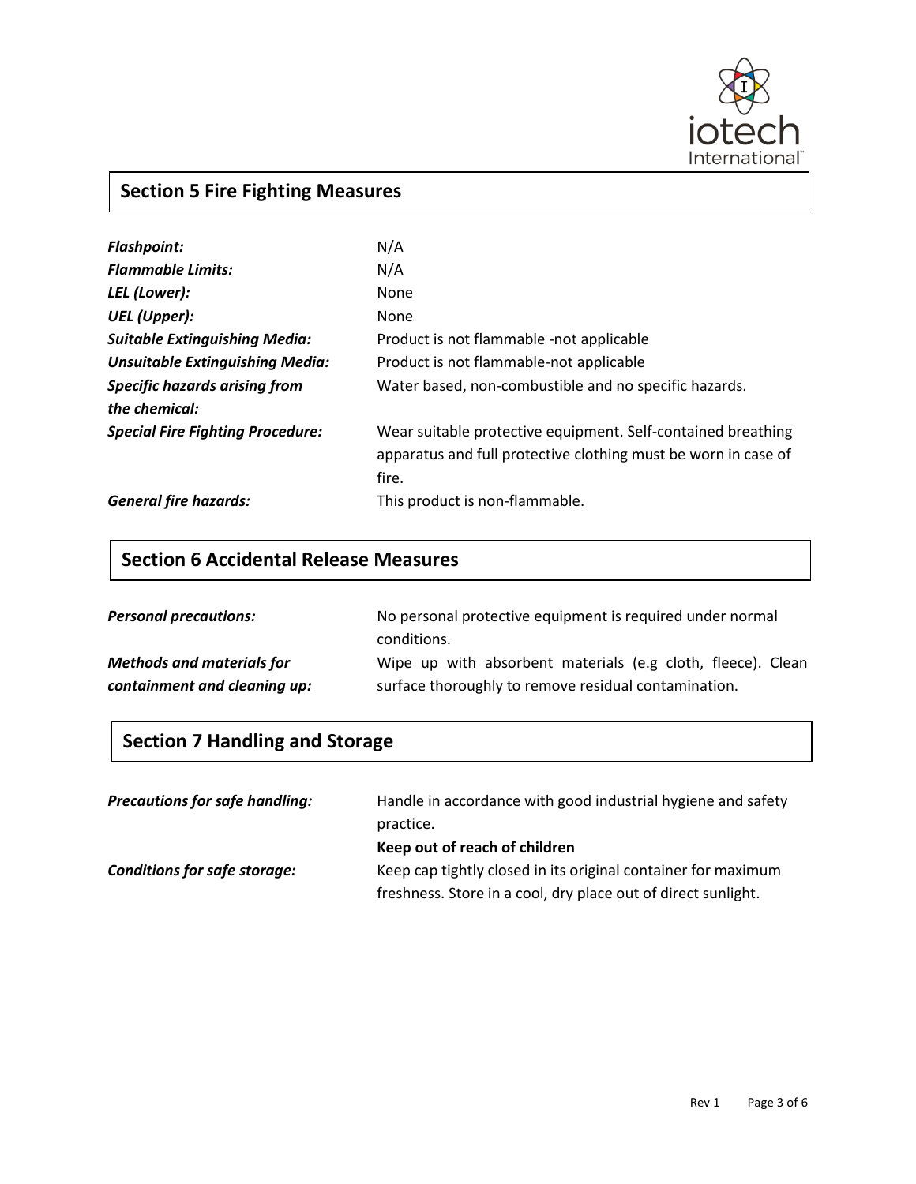## Section 5 Fire Fighting Measures

| | |
|---|---|
| ***Flashpoint:*** | N/A |
| ***Flammable Limits:*** | N/A |
| ***LEL (Lower):*** | None |
| ***UEL (Upper):*** | None |
| ***Suitable Extinguishing Media:*** | Product is not flammable -not applicable |
| ***Unsuitable Extinguishing Media:*** | Product is not flammable-not applicable |
| ***Specific hazards arising from the chemical:*** | Water based, non-combustible and no specific hazards. |
| ***Special Fire Fighting Procedure:*** | Wear suitable protective equipment. Self-contained breathing apparatus and full protective clothing must be worn in case of fire. |
| ***General fire hazards:*** | This product is non-flammable. |

## Section 6 Accidental Release Measures

| | |
|---|---|
| ***Personal precautions:*** | No personal protective equipment is required under normal conditions. |
| ***Methods and materials for containment and cleaning up:*** | Wipe up with absorbent materials (e.g cloth, fleece). Clean surface thoroughly to remove residual contamination. |

## Section 7 Handling and Storage

| | |
|---|---|
| ***Precautions for safe handling:*** | Handle in accordance with good industrial hygiene and safety practice.<br>**Keep out of reach of children** |
| ***Conditions for safe storage:*** | Keep cap tightly closed in its original container for maximum freshness. Store in a cool, dry place out of direct sunlight. |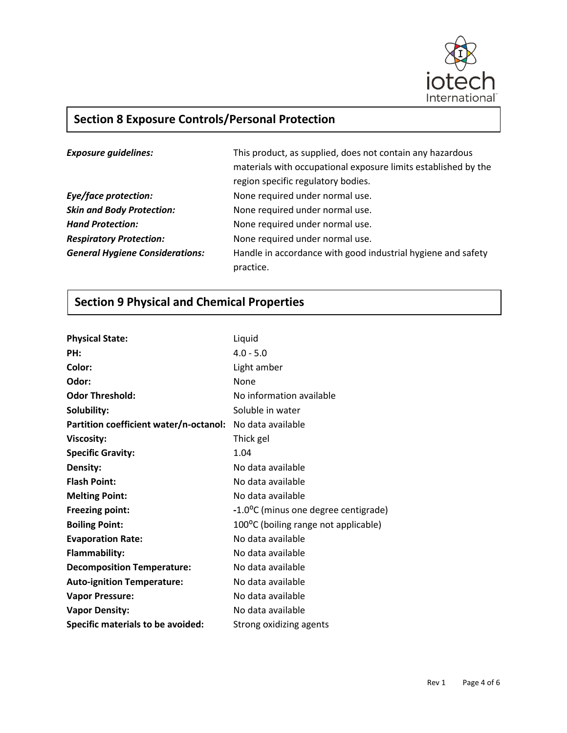## Section 8 Exposure Controls/Personal Protection

| | |
|---|---|
| ***Exposure guidelines:*** | This product, as supplied, does not contain any hazardous materials with occupational exposure limits established by the region specific regulatory bodies. |
| ***Eye/face protection:*** | None required under normal use. |
| ***Skin and Body Protection:*** | None required under normal use. |
| ***Hand Protection:*** | None required under normal use. |
| ***Respiratory Protection:*** | None required under normal use. |
| ***General Hygiene Considerations:*** | Handle in accordance with good industrial hygiene and safety practice. |

## Section 9 Physical and Chemical Properties

| | |
|---|---|
| **Physical State:** | Liquid |
| **PH:** | 4.0 - 5.0 |
| **Color:** | Light amber |
| **Odor:** | None |
| **Odor Threshold:** | No information available |
| **Solubility:** | Soluble in water |
| **Partition coefficient water/n-octanol:** | No data available |
| **Viscosity:** | Thick gel |
| **Specific Gravity:** | 1.04 |
| **Density:** | No data available |
| **Flash Point:** | No data available |
| **Melting Point:** | No data available |
| **Freezing point:** | -1.0°C (minus one degree centigrade) |
| **Boiling Point:** | 100°C (boiling range not applicable) |
| **Evaporation Rate:** | No data available |
| **Flammability:** | No data available |
| **Decomposition Temperature:** | No data available |
| **Auto-ignition Temperature:** | No data available |
| **Vapor Pressure:** | No data available |
| **Vapor Density:** | No data available |
| **Specific materials to be avoided:** | Strong oxidizing agents |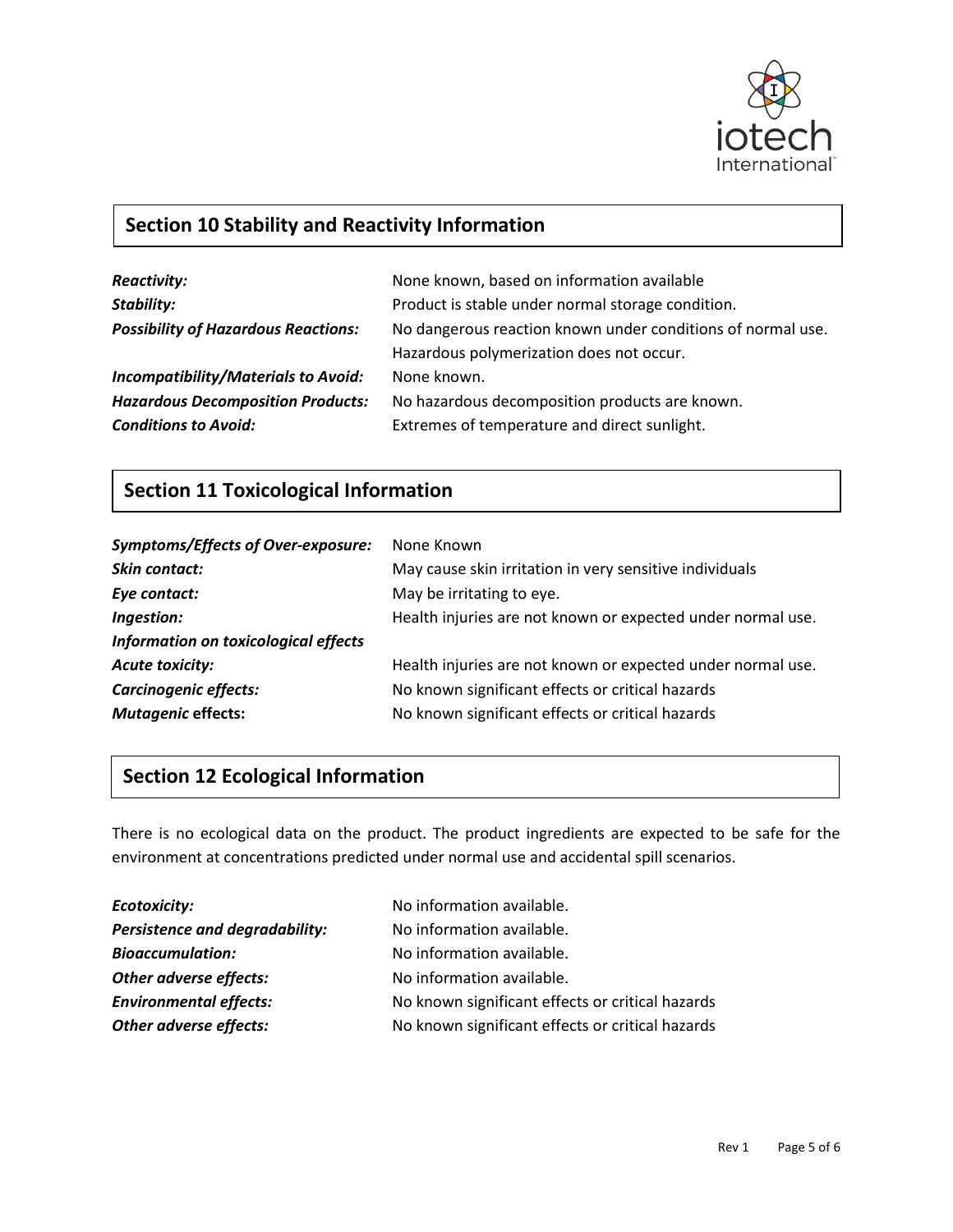## Section 10 Stability and Reactivity Information

***Reactivity:*** None known, based on information available

***Stability:*** Product is stable under normal storage condition.

***Possibility of Hazardous Reactions:*** No dangerous reaction known under conditions of normal use. Hazardous polymerization does not occur.

***Incompatibility/Materials to Avoid:*** None known.

***Hazardous Decomposition Products:*** No hazardous decomposition products are known.

***Conditions to Avoid:*** Extremes of temperature and direct sunlight.

## Section 11 Toxicological Information

***Symptoms/Effects of Over-exposure:*** None Known

***Skin contact:*** May cause skin irritation in very sensitive individuals

***Eye contact:*** May be irritating to eye.

***Ingestion:*** Health injuries are not known or expected under normal use.

***Information on toxicological effects***

***Acute toxicity:*** Health injuries are not known or expected under normal use.

***Carcinogenic effects:*** No known significant effects or critical hazards

***Mutagenic* effects:** No known significant effects or critical hazards

## Section 12 Ecological Information

There is no ecological data on the product. The product ingredients are expected to be safe for the environment at concentrations predicted under normal use and accidental spill scenarios.

***Ecotoxicity:*** No information available.

***Persistence and degradability:*** No information available.

***Bioaccumulation:*** No information available.

***Other adverse effects:*** No information available.

***Environmental effects:*** No known significant effects or critical hazards

***Other adverse effects:*** No known significant effects or critical hazards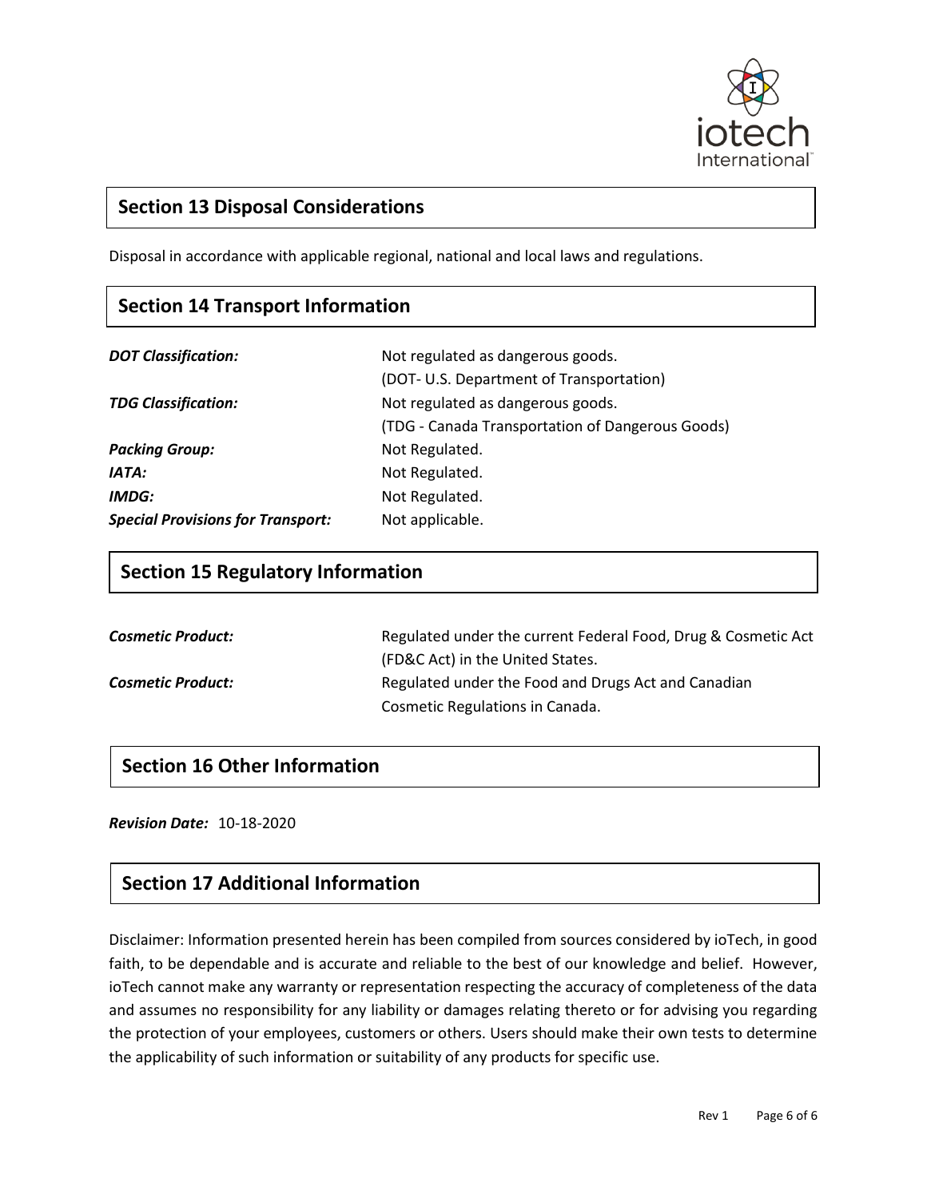## Section 13 Disposal Considerations

Disposal in accordance with applicable regional, national and local laws and regulations.

## Section 14 Transport Information

| | |
|---|---|
| ***DOT Classification:*** | Not regulated as dangerous goods.<br>(DOT- U.S. Department of Transportation) |
| ***TDG Classification:*** | Not regulated as dangerous goods.<br>(TDG - Canada Transportation of Dangerous Goods) |
| ***Packing Group:*** | Not Regulated. |
| ***IATA:*** | Not Regulated. |
| ***IMDG:*** | Not Regulated. |
| ***Special Provisions for Transport:*** | Not applicable. |

## Section 15 Regulatory Information

| | |
|---|---|
| ***Cosmetic Product:*** | Regulated under the current Federal Food, Drug & Cosmetic Act (FD&C Act) in the United States. |
| ***Cosmetic Product:*** | Regulated under the Food and Drugs Act and Canadian Cosmetic Regulations in Canada. |

## Section 16 Other Information

***Revision Date:*** 10-18-2020

## Section 17 Additional Information

Disclaimer: Information presented herein has been compiled from sources considered by ioTech, in good faith, to be dependable and is accurate and reliable to the best of our knowledge and belief. However, ioTech cannot make any warranty or representation respecting the accuracy of completeness of the data and assumes no responsibility for any liability or damages relating thereto or for advising you regarding the protection of your employees, customers or others. Users should make their own tests to determine the applicability of such information or suitability of any products for specific use.